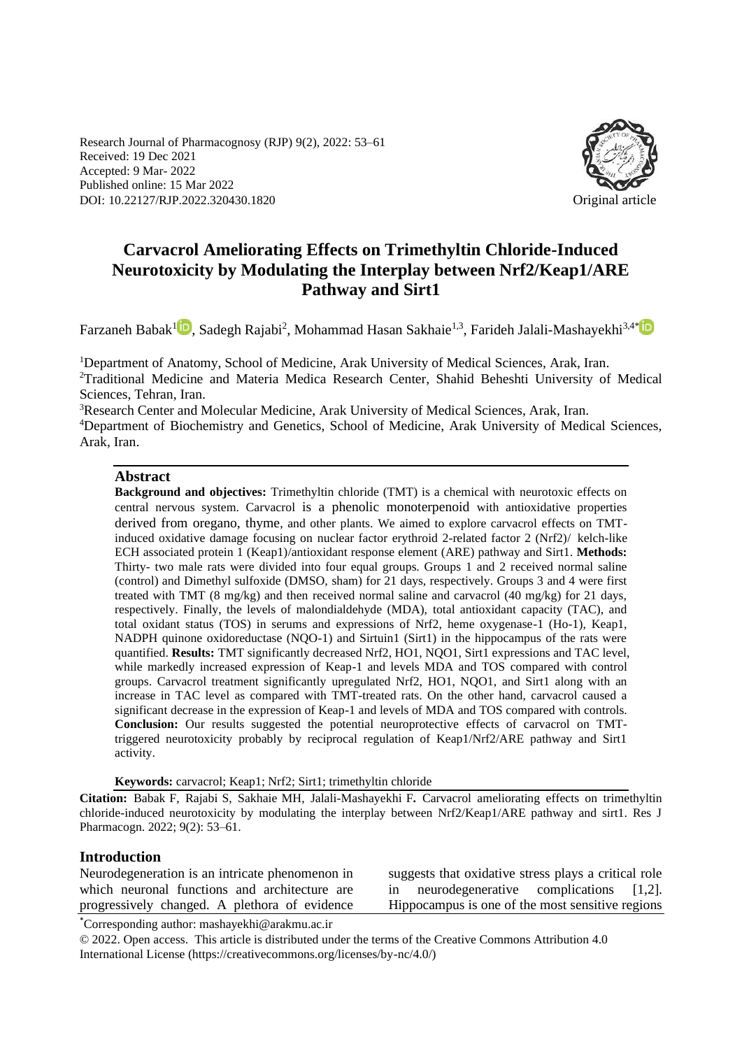Research Journal of Pharmacognosy (RJP) 9(2), 2022: 53–61
Received: 19 Dec 2021
Accepted: 9 Mar- 2022
Published online: 15 Mar 2022
DOI: 10.22127/RJP.2022.320430.1820

Original article

# Carvacrol Ameliorating Effects on Trimethyltin Chloride-Induced Neurotoxicity by Modulating the Interplay between Nrf2/Keap1/ARE Pathway and Sirt1

Farzaneh Babak[1], Sadegh Rajabi[2], Mohammad Hasan Sakhaie[1,3], Farideh Jalali-Mashayekhi[3,4*]

[1]Department of Anatomy, School of Medicine, Arak University of Medical Sciences, Arak, Iran.
[2]Traditional Medicine and Materia Medica Research Center, Shahid Beheshti University of Medical Sciences, Tehran, Iran.
[3]Research Center and Molecular Medicine, Arak University of Medical Sciences, Arak, Iran.
[4]Department of Biochemistry and Genetics, School of Medicine, Arak University of Medical Sciences, Arak, Iran.

## Abstract

**Background and objectives:** Trimethyltin chloride (TMT) is a chemical with neurotoxic effects on central nervous system. Carvacrol is a phenolic monoterpenoid with antioxidative properties derived from oregano, thyme, and other plants. We aimed to explore carvacrol effects on TMT-induced oxidative damage focusing on nuclear factor erythroid 2-related factor 2 (Nrf2)/ kelch-like ECH associated protein 1 (Keap1)/antioxidant response element (ARE) pathway and Sirt1. **Methods:** Thirty- two male rats were divided into four equal groups. Groups 1 and 2 received normal saline (control) and Dimethyl sulfoxide (DMSO, sham) for 21 days, respectively. Groups 3 and 4 were first treated with TMT (8 mg/kg) and then received normal saline and carvacrol (40 mg/kg) for 21 days, respectively. Finally, the levels of malondialdehyde (MDA), total antioxidant capacity (TAC), and total oxidant status (TOS) in serums and expressions of Nrf2, heme oxygenase-1 (Ho-1), Keap1, NADPH quinone oxidoreductase (NQO-1) and Sirtuin1 (Sirt1) in the hippocampus of the rats were quantified. **Results:** TMT significantly decreased Nrf2, HO1, NQO1, Sirt1 expressions and TAC level, while markedly increased expression of Keap-1 and levels MDA and TOS compared with control groups. Carvacrol treatment significantly upregulated Nrf2, HO1, NQO1, and Sirt1 along with an increase in TAC level as compared with TMT-treated rats. On the other hand, carvacrol caused a significant decrease in the expression of Keap-1 and levels of MDA and TOS compared with controls. **Conclusion:** Our results suggested the potential neuroprotective effects of carvacrol on TMT-triggered neurotoxicity probably by reciprocal regulation of Keap1/Nrf2/ARE pathway and Sirt1 activity.

**Keywords:** carvacrol; Keap1; Nrf2; Sirt1; trimethyltin chloride

**Citation:** Babak F, Rajabi S, Sakhaie MH, Jalali-Mashayekhi F**.** Carvacrol ameliorating effects on trimethyltin chloride-induced neurotoxicity by modulating the interplay between Nrf2/Keap1/ARE pathway and sirt1. Res J Pharmacogn. 2022; 9(2): 53–61.

## Introduction

Neurodegeneration is an intricate phenomenon in which neuronal functions and architecture are progressively changed. A plethora of evidence suggests that oxidative stress plays a critical role in neurodegenerative complications [1,2]. Hippocampus is one of the most sensitive regions

*Corresponding author: mashayekhi@arakmu.ac.ir

© 2022. Open access. This article is distributed under the terms of the Creative Commons Attribution 4.0 International License (https://creativecommons.org/licenses/by-nc/4.0/)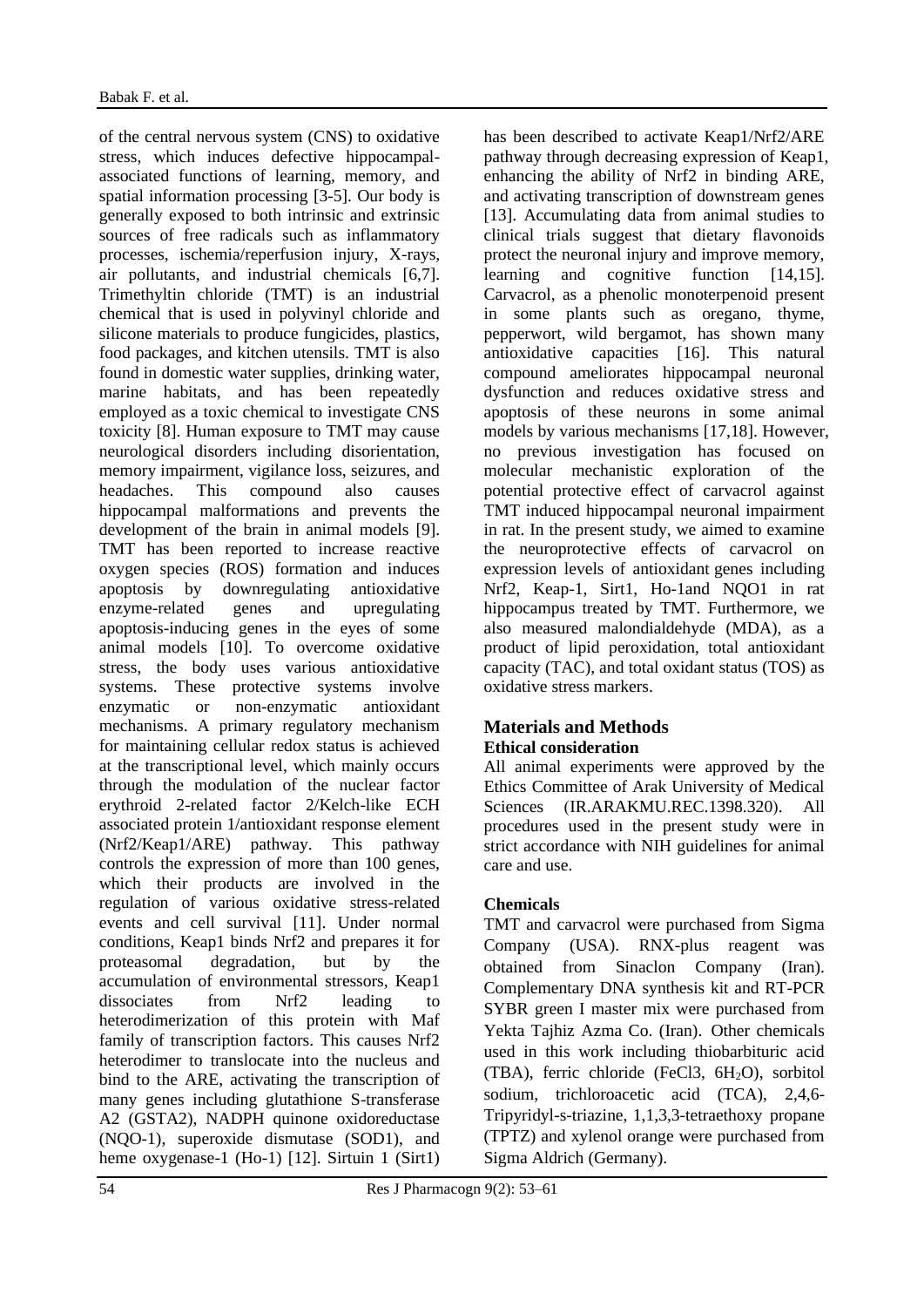of the central nervous system (CNS) to oxidative stress, which induces defective hippocampal-associated functions of learning, memory, and spatial information processing [3-5]. Our body is generally exposed to both intrinsic and extrinsic sources of free radicals such as inflammatory processes, ischemia/reperfusion injury, X-rays, air pollutants, and industrial chemicals [6,7]. Trimethyltin chloride (TMT) is an industrial chemical that is used in polyvinyl chloride and silicone materials to produce fungicides, plastics, food packages, and kitchen utensils. TMT is also found in domestic water supplies, drinking water, marine habitats, and has been repeatedly employed as a toxic chemical to investigate CNS toxicity [8]. Human exposure to TMT may cause neurological disorders including disorientation, memory impairment, vigilance loss, seizures, and headaches. This compound also causes hippocampal malformations and prevents the development of the brain in animal models [9]. TMT has been reported to increase reactive oxygen species (ROS) formation and induces apoptosis by downregulating antioxidative enzyme-related genes and upregulating apoptosis-inducing genes in the eyes of some animal models [10]. To overcome oxidative stress, the body uses various antioxidative systems. These protective systems involve enzymatic or non-enzymatic antioxidant mechanisms. A primary regulatory mechanism for maintaining cellular redox status is achieved at the transcriptional level, which mainly occurs through the modulation of the nuclear factor erythroid 2-related factor 2/Kelch-like ECH associated protein 1/antioxidant response element (Nrf2/Keap1/ARE) pathway. This pathway controls the expression of more than 100 genes, which their products are involved in the regulation of various oxidative stress-related events and cell survival [11]. Under normal conditions, Keap1 binds Nrf2 and prepares it for proteasomal degradation, but by the accumulation of environmental stressors, Keap1 dissociates from Nrf2 leading to heterodimerization of this protein with Maf family of transcription factors. This causes Nrf2 heterodimer to translocate into the nucleus and bind to the ARE, activating the transcription of many genes including glutathione S-transferase A2 (GSTA2), NADPH quinone oxidoreductase (NQO-1), superoxide dismutase (SOD1), and heme oxygenase-1 (Ho-1) [12]. Sirtuin 1 (Sirt1) has been described to activate Keap1/Nrf2/ARE pathway through decreasing expression of Keap1, enhancing the ability of Nrf2 in binding ARE, and activating transcription of downstream genes [13]. Accumulating data from animal studies to clinical trials suggest that dietary flavonoids protect the neuronal injury and improve memory, learning and cognitive function [14,15]. Carvacrol, as a phenolic monoterpenoid present in some plants such as oregano, thyme, pepperwort, wild bergamot, has shown many antioxidative capacities [16]. This natural compound ameliorates hippocampal neuronal dysfunction and reduces oxidative stress and apoptosis of these neurons in some animal models by various mechanisms [17,18]. However, no previous investigation has focused on molecular mechanistic exploration of the potential protective effect of carvacrol against TMT induced hippocampal neuronal impairment in rat. In the present study, we aimed to examine the neuroprotective effects of carvacrol on expression levels of antioxidant genes including Nrf2, Keap-1, Sirt1, Ho-1and NQO1 in rat hippocampus treated by TMT. Furthermore, we also measured malondialdehyde (MDA), as a product of lipid peroxidation, total antioxidant capacity (TAC), and total oxidant status (TOS) as oxidative stress markers.

## Materials and Methods

### Ethical consideration

All animal experiments were approved by the Ethics Committee of Arak University of Medical Sciences (IR.ARAKMU.REC.1398.320). All procedures used in the present study were in strict accordance with NIH guidelines for animal care and use.

### Chemicals

TMT and carvacrol were purchased from Sigma Company (USA). RNX-plus reagent was obtained from Sinaclon Company (Iran). Complementary DNA synthesis kit and RT-PCR SYBR green I master mix were purchased from Yekta Tajhiz Azma Co. (Iran). Other chemicals used in this work including thiobarbituric acid (TBA), ferric chloride ($FeCl_3$, $6H_2O$), sorbitol sodium, trichloroacetic acid (TCA), 2,4,6-Tripyridyl-s-triazine, 1,1,3,3-tetraethoxy propane (TPTZ) and xylenol orange were purchased from Sigma Aldrich (Germany).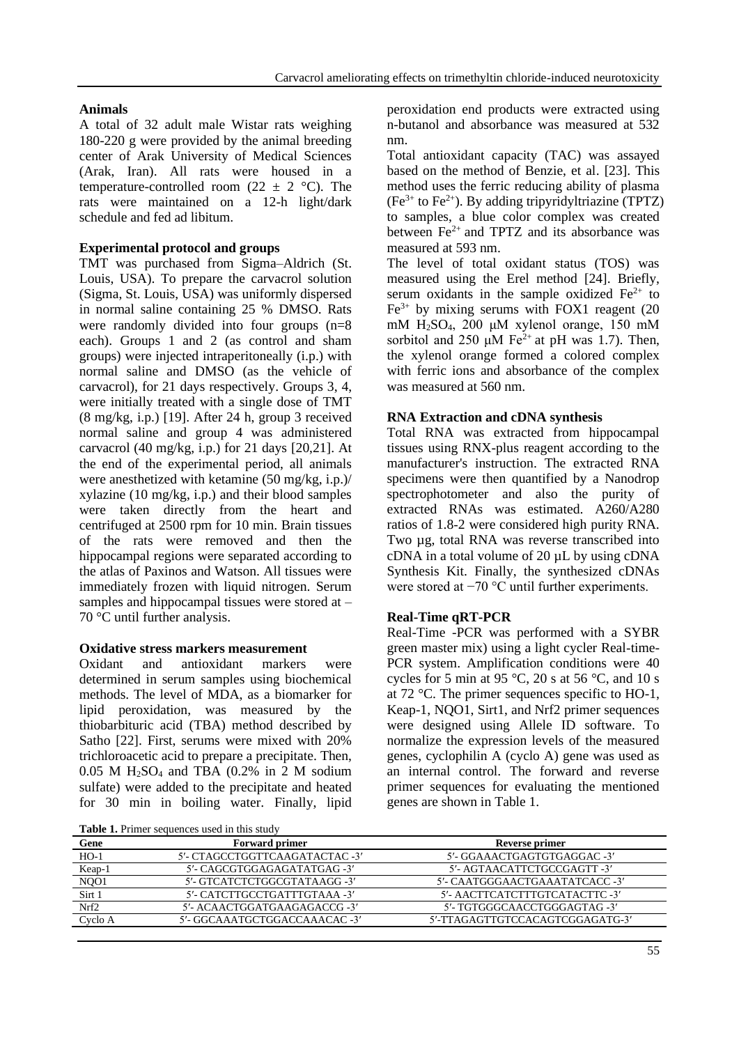### Animals

A total of 32 adult male Wistar rats weighing 180-220 g were provided by the animal breeding center of Arak University of Medical Sciences (Arak, Iran). All rats were housed in a temperature-controlled room (22 ± 2 °C). The rats were maintained on a 12-h light/dark schedule and fed ad libitum.

### Experimental protocol and groups

TMT was purchased from Sigma–Aldrich (St. Louis, USA). To prepare the carvacrol solution (Sigma, St. Louis, USA) was uniformly dispersed in normal saline containing 25 % DMSO. Rats were randomly divided into four groups (n=8 each). Groups 1 and 2 (as control and sham groups) were injected intraperitoneally (i.p.) with normal saline and DMSO (as the vehicle of carvacrol), for 21 days respectively. Groups 3, 4, were initially treated with a single dose of TMT (8 mg/kg, i.p.) [19]. After 24 h, group 3 received normal saline and group 4 was administered carvacrol (40 mg/kg, i.p.) for 21 days [20,21]. At the end of the experimental period, all animals were anesthetized with ketamine (50 mg/kg, i.p.)/ xylazine (10 mg/kg, i.p.) and their blood samples were taken directly from the heart and centrifuged at 2500 rpm for 10 min. Brain tissues of the rats were removed and then the hippocampal regions were separated according to the atlas of Paxinos and Watson. All tissues were immediately frozen with liquid nitrogen. Serum samples and hippocampal tissues were stored at –70 °C until further analysis.

### Oxidative stress markers measurement

Oxidant and antioxidant markers were determined in serum samples using biochemical methods. The level of MDA, as a biomarker for lipid peroxidation, was measured by the thiobarbituric acid (TBA) method described by Satho [22]. First, serums were mixed with 20% trichloroacetic acid to prepare a precipitate. Then, 0.05 M $H_2SO_4$ and TBA (0.2% in 2 M sodium sulfate) were added to the precipitate and heated for 30 min in boiling water. Finally, lipid peroxidation end products were extracted using n-butanol and absorbance was measured at 532 nm.

Total antioxidant capacity (TAC) was assayed based on the method of Benzie, et al. [23]. This method uses the ferric reducing ability of plasma ($Fe^{3+}$ to $Fe^{2+}$). By adding tripyridyltriazine (TPTZ) to samples, a blue color complex was created between $Fe^{2+}$ and TPTZ and its absorbance was measured at 593 nm.

The level of total oxidant status (TOS) was measured using the Erel method [24]. Briefly, serum oxidants in the sample oxidized $Fe^{2+}$ to $Fe^{3+}$ by mixing serums with FOX1 reagent (20 mM $H_2SO_4$, 200 μM xylenol orange, 150 mM sorbitol and 250 μM $Fe^{2+}$ at pH was 1.7). Then, the xylenol orange formed a colored complex with ferric ions and absorbance of the complex was measured at 560 nm.

### RNA Extraction and cDNA synthesis

Total RNA was extracted from hippocampal tissues using RNX-plus reagent according to the manufacturer's instruction. The extracted RNA specimens were then quantified by a Nanodrop spectrophotometer and also the purity of extracted RNAs was estimated. A260/A280 ratios of 1.8-2 were considered high purity RNA. Two µg, total RNA was reverse transcribed into cDNA in a total volume of 20 µL by using cDNA Synthesis Kit. Finally, the synthesized cDNAs were stored at −70 °C until further experiments.

### Real-Time qRT-PCR

Real-Time -PCR was performed with a SYBR green master mix) using a light cycler Real-time-PCR system. Amplification conditions were 40 cycles for 5 min at 95 °C, 20 s at 56 °C, and 10 s at 72 °C. The primer sequences specific to HO-1, Keap-1, NQO1, Sirt1, and Nrf2 primer sequences were designed using Allele ID software. To normalize the expression levels of the measured genes, cyclophilin A (cyclo A) gene was used as an internal control. The forward and reverse primer sequences for evaluating the mentioned genes are shown in Table 1.

**Table 1.** Primer sequences used in this study

| Gene | Forward primer | Reverse primer |
|---|---|---|
| HO-1 | 5′- CTAGCCTGGTTCAAGATACTAC -3′ | 5′- GGAAACTGAGTGTGAGGAC -3′ |
| Keap-1 | 5′- CAGCGTGGAGAGATATGAG -3′ | 5′- AGTAACATTCTGCCGAGTT -3′ |
| NQO1 | 5′- GTCATCTCTGGCGTATAAGG -3′ | 5′- CAATGGGAACTGAAATATCACC -3′ |
| Sirt 1 | 5′- CATCTTGCCTGATTTGTAAA -3′ | 5′- AACTTCATCTTTGTCATACTTC -3′ |
| Nrf2 | 5′- ACAACTGGATGAAGAGACCG -3′ | 5′- TGTGGGCAACCTGGGAGTAG -3′ |
| Cyclo A | 5′- GGCAAATGCTGGACCAAACAC -3′ | 5′-TTAGAGTTGTCCACAGTCGGAGATG-3′ |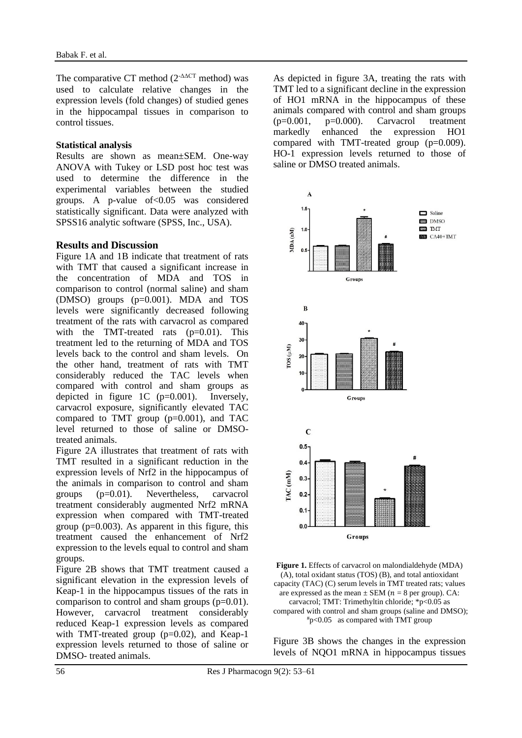The comparative CT method ($2^{-\Delta\Delta CT}$ method) was used to calculate relative changes in the expression levels (fold changes) of studied genes in the hippocampal tissues in comparison to control tissues.

**Statistical analysis**

Results are shown as mean±SEM. One-way ANOVA with Tukey or LSD post hoc test was used to determine the difference in the experimental variables between the studied groups. A p-value of<0.05 was considered statistically significant. Data were analyzed with SPSS16 analytic software (SPSS, Inc., USA).

## Results and Discussion

Figure 1A and 1B indicate that treatment of rats with TMT that caused a significant increase in the concentration of MDA and TOS in comparison to control (normal saline) and sham (DMSO) groups (p=0.001). MDA and TOS levels were significantly decreased following treatment of the rats with carvacrol as compared with the TMT-treated rats (p=0.01). This treatment led to the returning of MDA and TOS levels back to the control and sham levels. On the other hand, treatment of rats with TMT considerably reduced the TAC levels when compared with control and sham groups as depicted in figure 1C (p=0.001). Inversely, carvacrol exposure, significantly elevated TAC compared to TMT group (p=0.001), and TAC level returned to those of saline or DMSO-treated animals.

Figure 2A illustrates that treatment of rats with TMT resulted in a significant reduction in the expression levels of Nrf2 in the hippocampus of the animals in comparison to control and sham groups (p=0.01). Nevertheless, carvacrol treatment considerably augmented Nrf2 mRNA expression when compared with TMT-treated group (p=0.003). As apparent in this figure, this treatment caused the enhancement of Nrf2 expression to the levels equal to control and sham groups.

Figure 2B shows that TMT treatment caused a significant elevation in the expression levels of Keap-1 in the hippocampus tissues of the rats in comparison to control and sham groups (p=0.01). However, carvacrol treatment considerably reduced Keap-1 expression levels as compared with TMT-treated group (p=0.02), and Keap-1 expression levels returned to those of saline or DMSO- treated animals.

As depicted in figure 3A, treating the rats with TMT led to a significant decline in the expression of HO1 mRNA in the hippocampus of these animals compared with control and sham groups (p=0.001, p=0.000). Carvacrol treatment markedly enhanced the expression HO1 compared with TMT-treated group (p=0.009). HO-1 expression levels returned to those of saline or DMSO treated animals.

**Figure 1.** Effects of carvacrol on malondialdehyde (MDA) (A), total oxidant status (TOS) (B), and total antioxidant capacity (TAC) (C) serum levels in TMT treated rats; values are expressed as the mean ± SEM ($n$ = 8 per group). CA: carvacrol; TMT: Trimethyltin chloride; *p<0.05 as compared with control and sham groups (saline and DMSO); #p<0.05 as compared with TMT group

Figure 3B shows the changes in the expression levels of NQO1 mRNA in hippocampus tissues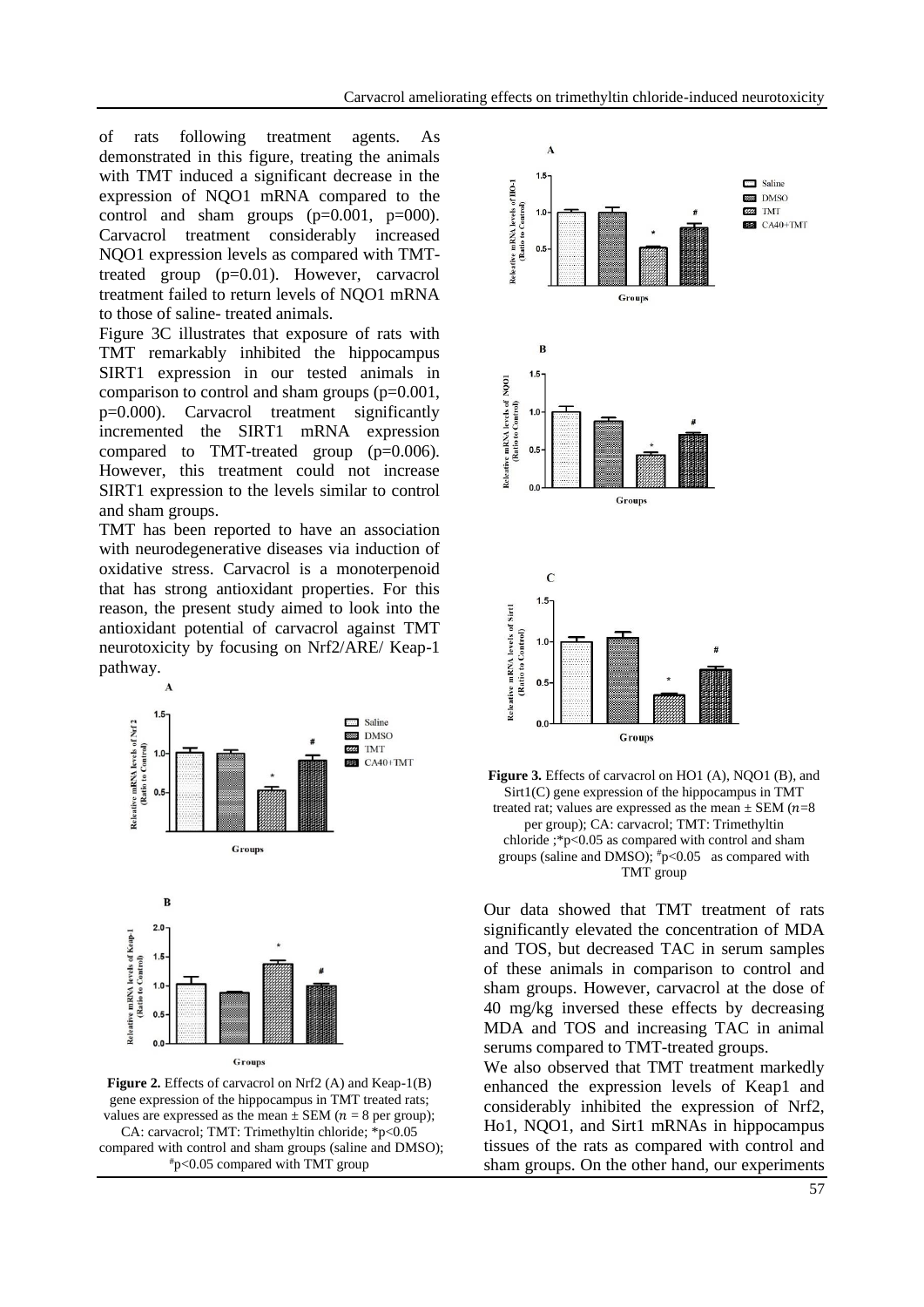of rats following treatment agents. As demonstrated in this figure, treating the animals with TMT induced a significant decrease in the expression of NQO1 mRNA compared to the control and sham groups (p=0.001, p=000). Carvacrol treatment considerably increased NQO1 expression levels as compared with TMT-treated group (p=0.01). However, carvacrol treatment failed to return levels of NQO1 mRNA to those of saline- treated animals.

Figure 3C illustrates that exposure of rats with TMT remarkably inhibited the hippocampus SIRT1 expression in our tested animals in comparison to control and sham groups (p=0.001, p=0.000). Carvacrol treatment significantly incremented the SIRT1 mRNA expression compared to TMT-treated group (p=0.006). However, this treatment could not increase SIRT1 expression to the levels similar to control and sham groups.

TMT has been reported to have an association with neurodegenerative diseases via induction of oxidative stress. Carvacrol is a monoterpenoid that has strong antioxidant properties. For this reason, the present study aimed to look into the antioxidant potential of carvacrol against TMT neurotoxicity by focusing on Nrf2/ARE/ Keap-1 pathway.

**Figure 2.** Effects of carvacrol on Nrf2 (A) and Keap-1(B) gene expression of the hippocampus in TMT treated rats; values are expressed as the mean ± SEM ($n$ = 8 per group); CA: carvacrol; TMT: Trimethyltin chloride; *p<0.05 compared with control and sham groups (saline and DMSO); #p<0.05 compared with TMT group

**Figure 3.** Effects of carvacrol on HO1 (A), NQO1 (B), and Sirt1(C) gene expression of the hippocampus in TMT treated rat; values are expressed as the mean ± SEM ($n$=8 per group); CA: carvacrol; TMT: Trimethyltin chloride ;*p<0.05 as compared with control and sham groups (saline and DMSO); #p<0.05 as compared with TMT group

Our data showed that TMT treatment of rats significantly elevated the concentration of MDA and TOS, but decreased TAC in serum samples of these animals in comparison to control and sham groups. However, carvacrol at the dose of 40 mg/kg inversed these effects by decreasing MDA and TOS and increasing TAC in animal serums compared to TMT-treated groups.

We also observed that TMT treatment markedly enhanced the expression levels of Keap1 and considerably inhibited the expression of Nrf2, Ho1, NQO1, and Sirt1 mRNAs in hippocampus tissues of the rats as compared with control and sham groups. On the other hand, our experiments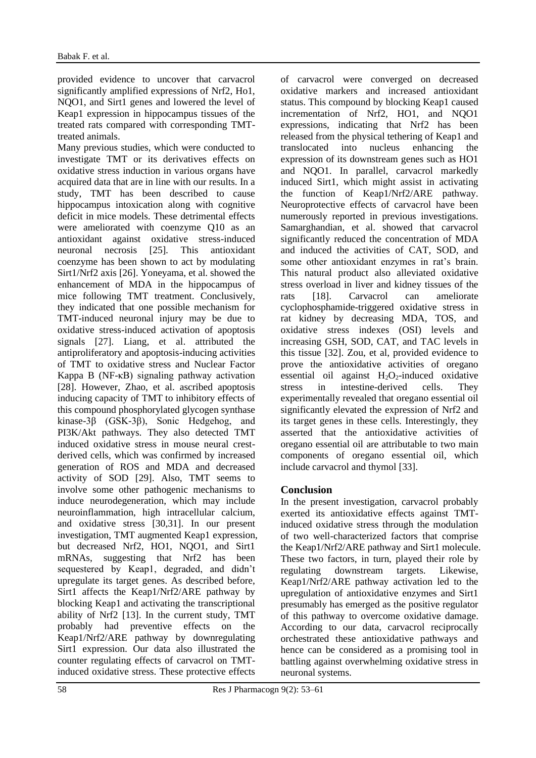provided evidence to uncover that carvacrol significantly amplified expressions of Nrf2, Ho1, NQO1, and Sirt1 genes and lowered the level of Keap1 expression in hippocampus tissues of the treated rats compared with corresponding TMT-treated animals.

Many previous studies, which were conducted to investigate TMT or its derivatives effects on oxidative stress induction in various organs have acquired data that are in line with our results. In a study, TMT has been described to cause hippocampus intoxication along with cognitive deficit in mice models. These detrimental effects were ameliorated with coenzyme Q10 as an antioxidant against oxidative stress-induced neuronal necrosis [25]. This antioxidant coenzyme has been shown to act by modulating Sirt1/Nrf2 axis [26]. Yoneyama, et al. showed the enhancement of MDA in the hippocampus of mice following TMT treatment. Conclusively, they indicated that one possible mechanism for TMT-induced neuronal injury may be due to oxidative stress-induced activation of apoptosis signals [27]. Liang, et al. attributed the antiproliferatory and apoptosis-inducing activities of TMT to oxidative stress and Nuclear Factor Kappa B (NF-κB) signaling pathway activation [28]. However, Zhao, et al. ascribed apoptosis inducing capacity of TMT to inhibitory effects of this compound phosphorylated glycogen synthase kinase-3β (GSK-3β), Sonic Hedgehog, and PI3K/Akt pathways. They also detected TMT induced oxidative stress in mouse neural crest-derived cells, which was confirmed by increased generation of ROS and MDA and decreased activity of SOD [29]. Also, TMT seems to involve some other pathogenic mechanisms to induce neurodegeneration, which may include neuroinflammation, high intracellular calcium, and oxidative stress [30,31]. In our present investigation, TMT augmented Keap1 expression, but decreased Nrf2, HO1, NQO1, and Sirt1 mRNAs, suggesting that Nrf2 has been sequestered by Keap1, degraded, and didn't upregulate its target genes. As described before, Sirt1 affects the Keap1/Nrf2/ARE pathway by blocking Keap1 and activating the transcriptional ability of Nrf2 [13]. In the current study, TMT probably had preventive effects on the Keap1/Nrf2/ARE pathway by downregulating Sirt1 expression. Our data also illustrated the counter regulating effects of carvacrol on TMT-induced oxidative stress. These protective effects of carvacrol were converged on decreased oxidative markers and increased antioxidant status. This compound by blocking Keap1 caused incrementation of Nrf2, HO1, and NQO1 expressions, indicating that Nrf2 has been released from the physical tethering of Keap1 and translocated into nucleus enhancing the expression of its downstream genes such as HO1 and NQO1. In parallel, carvacrol markedly induced Sirt1, which might assist in activating the function of Keap1/Nrf2/ARE pathway. Neuroprotective effects of carvacrol have been numerously reported in previous investigations. Samarghandian, et al. showed that carvacrol significantly reduced the concentration of MDA and induced the activities of CAT, SOD, and some other antioxidant enzymes in rat's brain. This natural product also alleviated oxidative stress overload in liver and kidney tissues of the rats [18]. Carvacrol can ameliorate cyclophosphamide-triggered oxidative stress in rat kidney by decreasing MDA, TOS, and oxidative stress indexes (OSI) levels and increasing GSH, SOD, CAT, and TAC levels in this tissue [32]. Zou, et al, provided evidence to prove the antioxidative activities of oregano essential oil against $H_2O_2$-induced oxidative stress in intestine-derived cells. They experimentally revealed that oregano essential oil significantly elevated the expression of Nrf2 and its target genes in these cells. Interestingly, they asserted that the antioxidative activities of oregano essential oil are attributable to two main components of oregano essential oil, which include carvacrol and thymol [33].

## Conclusion

In the present investigation, carvacrol probably exerted its antioxidative effects against TMT-induced oxidative stress through the modulation of two well-characterized factors that comprise the Keap1/Nrf2/ARE pathway and Sirt1 molecule. These two factors, in turn, played their role by regulating downstream targets. Likewise, Keap1/Nrf2/ARE pathway activation led to the upregulation of antioxidative enzymes and Sirt1 presumably has emerged as the positive regulator of this pathway to overcome oxidative damage. According to our data, carvacrol reciprocally orchestrated these antioxidative pathways and hence can be considered as a promising tool in battling against overwhelming oxidative stress in neuronal systems.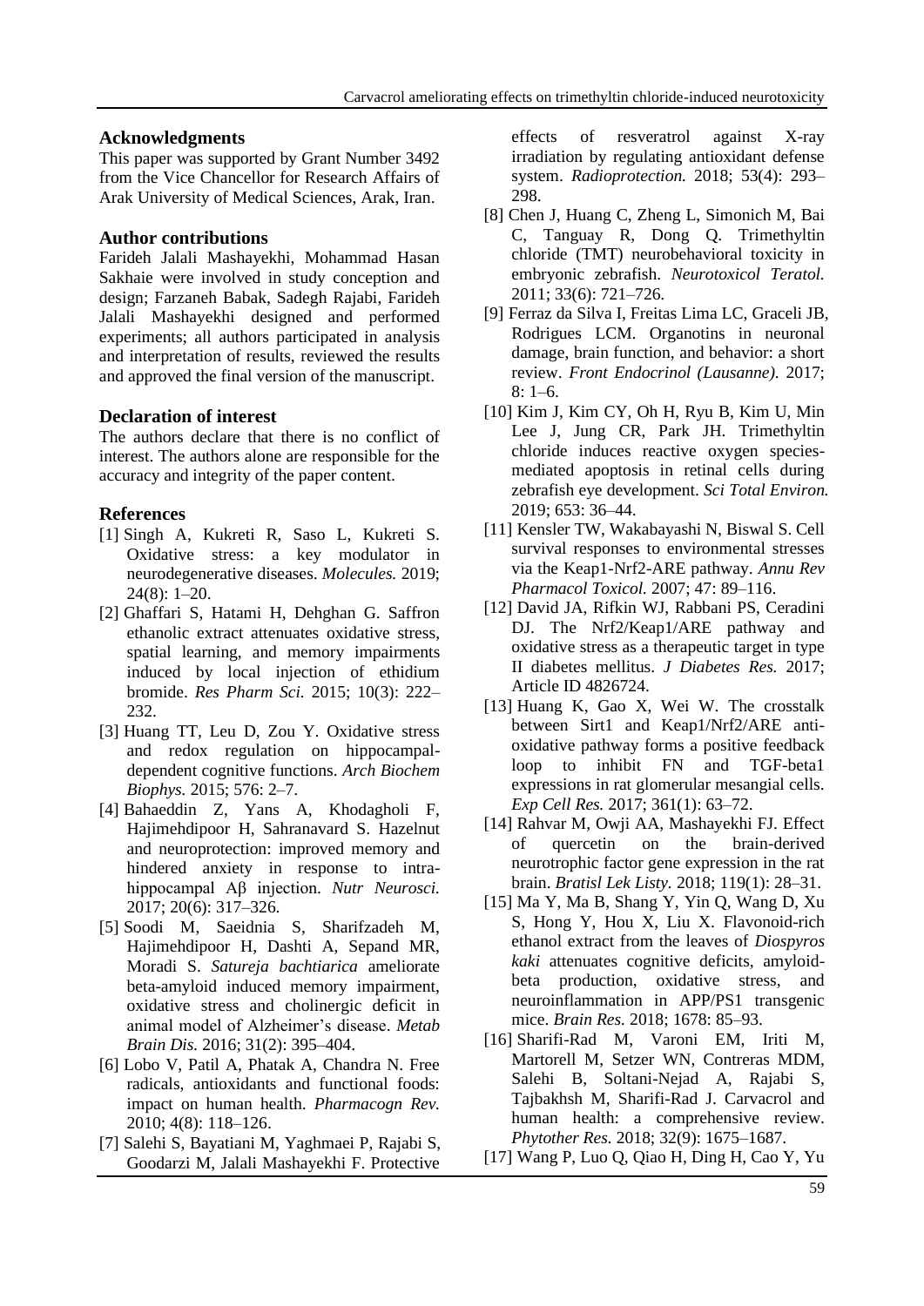## Acknowledgments

This paper was supported by Grant Number 3492 from the Vice Chancellor for Research Affairs of Arak University of Medical Sciences, Arak, Iran.

## Author contributions

Farideh Jalali Mashayekhi, Mohammad Hasan Sakhaie were involved in study conception and design; Farzaneh Babak, Sadegh Rajabi, Farideh Jalali Mashayekhi designed and performed experiments; all authors participated in analysis and interpretation of results, reviewed the results and approved the final version of the manuscript.

## Declaration of interest

The authors declare that there is no conflict of interest. The authors alone are responsible for the accuracy and integrity of the paper content.

## References

[1] Singh A, Kukreti R, Saso L, Kukreti S. Oxidative stress: a key modulator in neurodegenerative diseases. *Molecules.* 2019; 24(8): 1–20.

[2] Ghaffari S, Hatami H, Dehghan G. Saffron ethanolic extract attenuates oxidative stress, spatial learning, and memory impairments induced by local injection of ethidium bromide. *Res Pharm Sci.* 2015; 10(3): 222–232.

[3] Huang TT, Leu D, Zou Y. Oxidative stress and redox regulation on hippocampal-dependent cognitive functions. *Arch Biochem Biophys.* 2015; 576: 2–7.

[4] Bahaeddin Z, Yans A, Khodagholi F, Hajimehdipoor H, Sahranavard S. Hazelnut and neuroprotection: improved memory and hindered anxiety in response to intra-hippocampal Aβ injection. *Nutr Neurosci.* 2017; 20(6): 317–326.

[5] Soodi M, Saeidnia S, Sharifzadeh M, Hajimehdipoor H, Dashti A, Sepand MR, Moradi S. *Satureja bachtiarica* ameliorate beta-amyloid induced memory impairment, oxidative stress and cholinergic deficit in animal model of Alzheimer's disease. *Metab Brain Dis.* 2016; 31(2): 395–404.

[6] Lobo V, Patil A, Phatak A, Chandra N. Free radicals, antioxidants and functional foods: impact on human health. *Pharmacogn Rev.* 2010; 4(8): 118–126.

[7] Salehi S, Bayatiani M, Yaghmaei P, Rajabi S, Goodarzi M, Jalali Mashayekhi F. Protective effects of resveratrol against X-ray irradiation by regulating antioxidant defense system. *Radioprotection.* 2018; 53(4): 293–298.

[8] Chen J, Huang C, Zheng L, Simonich M, Bai C, Tanguay R, Dong Q. Trimethyltin chloride (TMT) neurobehavioral toxicity in embryonic zebrafish. *Neurotoxicol Teratol.* 2011; 33(6): 721–726.

[9] Ferraz da Silva I, Freitas Lima LC, Graceli JB, Rodrigues LCM. Organotins in neuronal damage, brain function, and behavior: a short review. *Front Endocrinol (Lausanne).* 2017; 8: 1–6.

[10] Kim J, Kim CY, Oh H, Ryu B, Kim U, Min Lee J, Jung CR, Park JH. Trimethyltin chloride induces reactive oxygen species-mediated apoptosis in retinal cells during zebrafish eye development. *Sci Total Environ.* 2019; 653: 36–44.

[11] Kensler TW, Wakabayashi N, Biswal S. Cell survival responses to environmental stresses via the Keap1-Nrf2-ARE pathway. *Annu Rev Pharmacol Toxicol.* 2007; 47: 89–116.

[12] David JA, Rifkin WJ, Rabbani PS, Ceradini DJ. The Nrf2/Keap1/ARE pathway and oxidative stress as a therapeutic target in type II diabetes mellitus. *J Diabetes Res.* 2017; Article ID 4826724.

[13] Huang K, Gao X, Wei W. The crosstalk between Sirt1 and Keap1/Nrf2/ARE anti-oxidative pathway forms a positive feedback loop to inhibit FN and TGF-beta1 expressions in rat glomerular mesangial cells. *Exp Cell Res.* 2017; 361(1): 63–72.

[14] Rahvar M, Owji AA, Mashayekhi FJ. Effect of quercetin on the brain-derived neurotrophic factor gene expression in the rat brain. *Bratisl Lek Listy.* 2018; 119(1): 28–31.

[15] Ma Y, Ma B, Shang Y, Yin Q, Wang D, Xu S, Hong Y, Hou X, Liu X. Flavonoid-rich ethanol extract from the leaves of *Diospyros kaki* attenuates cognitive deficits, amyloid-beta production, oxidative stress, and neuroinflammation in APP/PS1 transgenic mice. *Brain Res.* 2018; 1678: 85–93.

[16] Sharifi-Rad M, Varoni EM, Iriti M, Martorell M, Setzer WN, Contreras MDM, Salehi B, Soltani-Nejad A, Rajabi S, Tajbakhsh M, Sharifi-Rad J. Carvacrol and human health: a comprehensive review. *Phytother Res.* 2018; 32(9): 1675–1687.

[17] Wang P, Luo Q, Qiao H, Ding H, Cao Y, Yu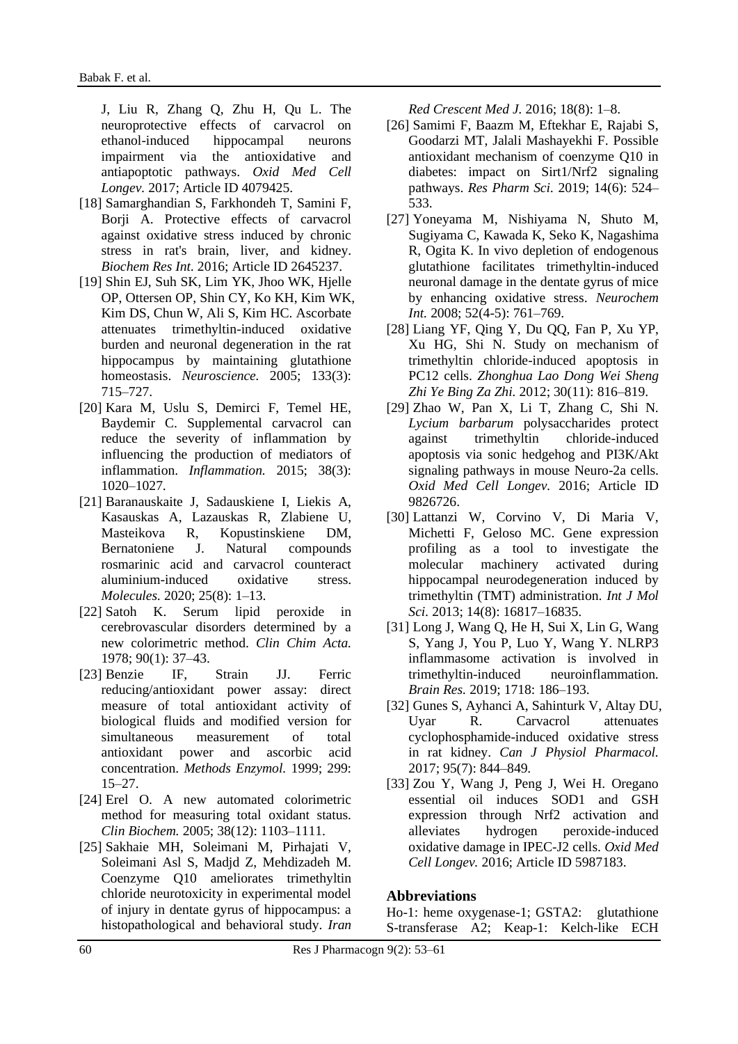J, Liu R, Zhang Q, Zhu H, Qu L. The neuroprotective effects of carvacrol on ethanol-induced hippocampal neurons impairment via the antioxidative and antiapoptotic pathways. *Oxid Med Cell Longev*. 2017; Article ID 4079425.

[18] Samarghandian S, Farkhondeh T, Samini F, Borji A. Protective effects of carvacrol against oxidative stress induced by chronic stress in rat's brain, liver, and kidney. *Biochem Res Int.* 2016; Article ID 2645237.

[19] Shin EJ, Suh SK, Lim YK, Jhoo WK, Hjelle OP, Ottersen OP, Shin CY, Ko KH, Kim WK, Kim DS, Chun W, Ali S, Kim HC. Ascorbate attenuates trimethyltin-induced oxidative burden and neuronal degeneration in the rat hippocampus by maintaining glutathione homeostasis. *Neuroscience.* 2005; 133(3): 715–727.

[20] Kara M, Uslu S, Demirci F, Temel HE, Baydemir C. Supplemental carvacrol can reduce the severity of inflammation by influencing the production of mediators of inflammation. *Inflammation.* 2015; 38(3): 1020–1027.

[21] Baranauskaite J, Sadauskiene I, Liekis A, Kasauskas A, Lazauskas R, Zlabiene U, Masteikova R, Kopustinskiene DM, Bernatoniene J. Natural compounds rosmarinic acid and carvacrol counteract aluminium-induced oxidative stress. *Molecules.* 2020; 25(8): 1–13.

[22] Satoh K. Serum lipid peroxide in cerebrovascular disorders determined by a new colorimetric method. *Clin Chim Acta.* 1978; 90(1): 37–43.

[23] Benzie IF, Strain JJ. Ferric reducing/antioxidant power assay: direct measure of total antioxidant activity of biological fluids and modified version for simultaneous measurement of total antioxidant power and ascorbic acid concentration. *Methods Enzymol.* 1999; 299: 15–27.

[24] Erel O. A new automated colorimetric method for measuring total oxidant status. *Clin Biochem.* 2005; 38(12): 1103–1111.

[25] Sakhaie MH, Soleimani M, Pirhajati V, Soleimani Asl S, Madjd Z, Mehdizadeh M. Coenzyme Q10 ameliorates trimethyltin chloride neurotoxicity in experimental model of injury in dentate gyrus of hippocampus: a histopathological and behavioral study. *Iran Red Crescent Med J.* 2016; 18(8): 1–8.

[26] Samimi F, Baazm M, Eftekhar E, Rajabi S, Goodarzi MT, Jalali Mashayekhi F. Possible antioxidant mechanism of coenzyme Q10 in diabetes: impact on Sirt1/Nrf2 signaling pathways. *Res Pharm Sci.* 2019; 14(6): 524–533.

[27] Yoneyama M, Nishiyama N, Shuto M, Sugiyama C, Kawada K, Seko K, Nagashima R, Ogita K. In vivo depletion of endogenous glutathione facilitates trimethyltin-induced neuronal damage in the dentate gyrus of mice by enhancing oxidative stress. *Neurochem Int.* 2008; 52(4-5): 761–769.

[28] Liang YF, Qing Y, Du QQ, Fan P, Xu YP, Xu HG, Shi N. Study on mechanism of trimethyltin chloride-induced apoptosis in PC12 cells. *Zhonghua Lao Dong Wei Sheng Zhi Ye Bing Za Zhi.* 2012; 30(11): 816–819.

[29] Zhao W, Pan X, Li T, Zhang C, Shi N. *Lycium barbarum* polysaccharides protect against trimethyltin chloride-induced apoptosis via sonic hedgehog and PI3K/Akt signaling pathways in mouse Neuro-2a cells. *Oxid Med Cell Longev.* 2016; Article ID 9826726.

[30] Lattanzi W, Corvino V, Di Maria V, Michetti F, Geloso MC. Gene expression profiling as a tool to investigate the molecular machinery activated during hippocampal neurodegeneration induced by trimethyltin (TMT) administration. *Int J Mol Sci.* 2013; 14(8): 16817–16835.

[31] Long J, Wang Q, He H, Sui X, Lin G, Wang S, Yang J, You P, Luo Y, Wang Y. NLRP3 inflammasome activation is involved in trimethyltin-induced neuroinflammation. *Brain Res.* 2019; 1718: 186–193.

[32] Gunes S, Ayhanci A, Sahinturk V, Altay DU, Uyar R. Carvacrol attenuates cyclophosphamide-induced oxidative stress in rat kidney. *Can J Physiol Pharmacol.* 2017; 95(7): 844–849.

[33] Zou Y, Wang J, Peng J, Wei H. Oregano essential oil induces SOD1 and GSH expression through Nrf2 activation and alleviates hydrogen peroxide-induced oxidative damage in IPEC-J2 cells. *Oxid Med Cell Longev.* 2016; Article ID 5987183.

## Abbreviations

Ho-1: heme oxygenase-1; GSTA2: glutathione S-transferase A2; Keap-1: Kelch-like ECH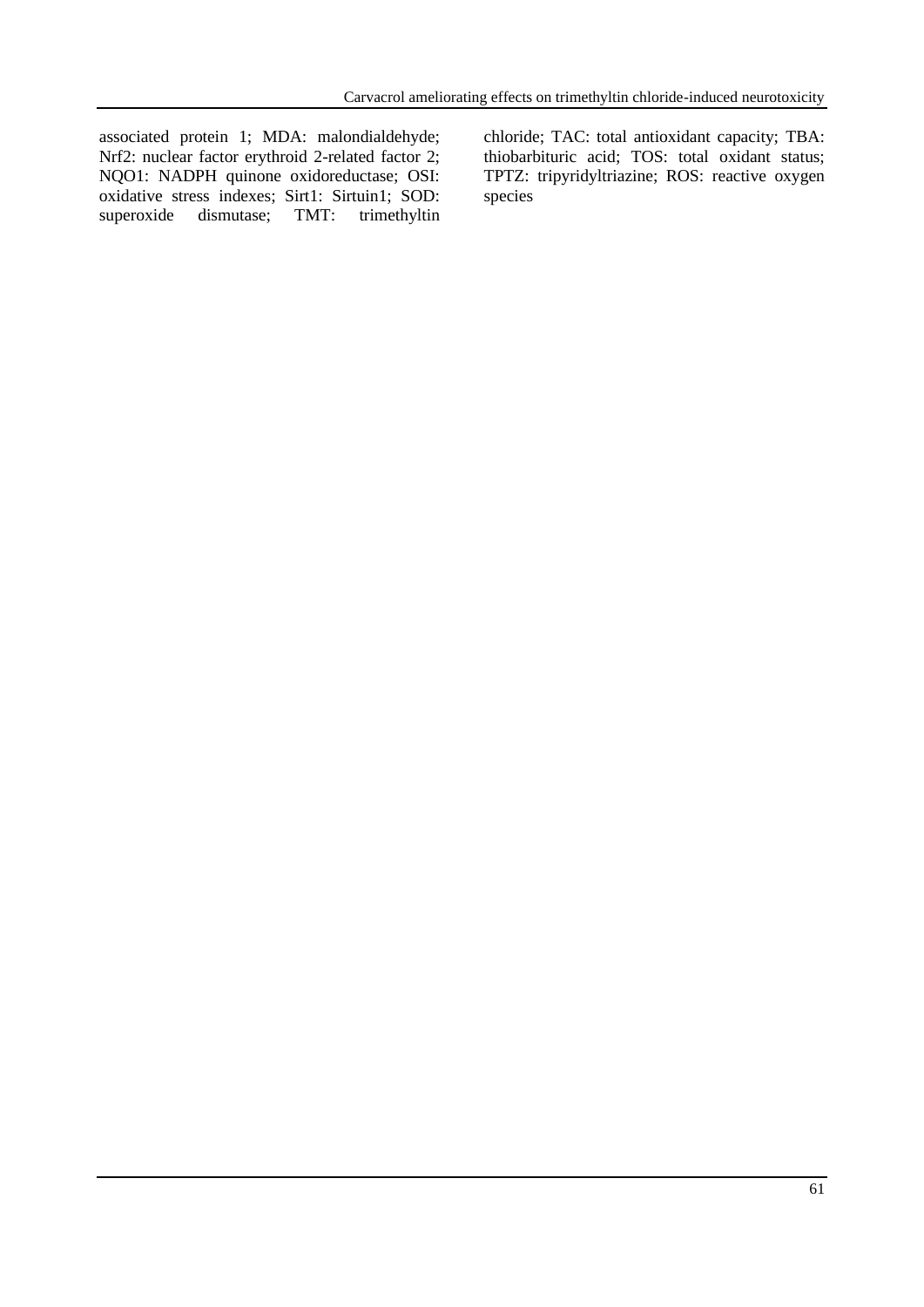associated protein 1; MDA: malondialdehyde; Nrf2: nuclear factor erythroid 2-related factor 2; NQO1: NADPH quinone oxidoreductase; OSI: oxidative stress indexes; Sirt1: Sirtuin1; SOD: superoxide dismutase; TMT: trimethyltin chloride; TAC: total antioxidant capacity; TBA: thiobarbituric acid; TOS: total oxidant status; TPTZ: tripyridyltriazine; ROS: reactive oxygen species